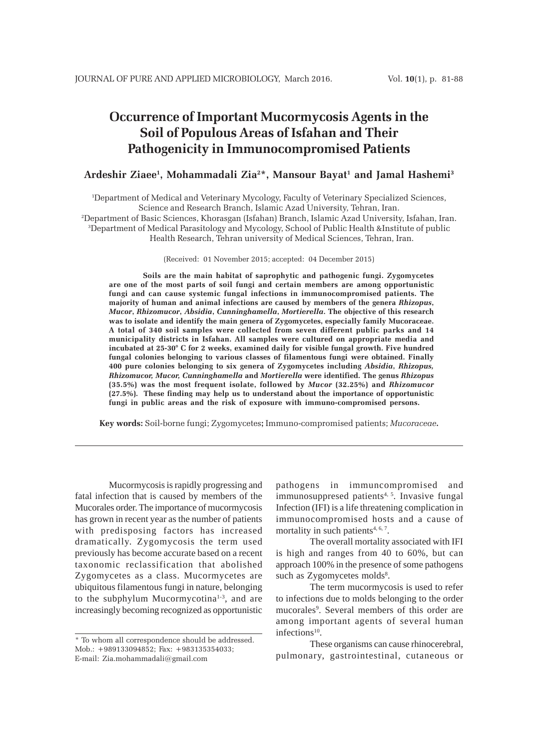# Occurrence of Important Mucormycosis Agents in the Soil of Populous Areas of Isfahan and Their Pathogenicity in Immunocompromised Patients

**Ardeshir Ziaee[1], Mohammadali Zia[2]*, Mansour Bayat[1] and Jamal Hashemi[3]**

[1]Department of Medical and Veterinary Mycology, Faculty of Veterinary Specialized Sciences, Science and Research Branch, Islamic Azad University, Tehran, Iran.
[2]Department of Basic Sciences, Khorasgan (Isfahan) Branch, Islamic Azad University, Isfahan, Iran.
[3]Department of Medical Parasitology and Mycology, School of Public Health &Institute of public Health Research, Tehran university of Medical Sciences, Tehran, Iran.

(Received: 01 November 2015; accepted: 04 December 2015)

**Soils are the main habitat of saprophytic and pathogenic fungi. Zygomycetes are one of the most parts of soil fungi and certain members are among opportunistic fungi and can cause systemic fungal infections in immunocompromised patients. The majority of human and animal infections are caused by members of the genera *Rhizopus*, *Mucor*, *Rhizomucor*, *Absidia*, *Cunninghamella*, *Mortierella*. The objective of this research was to isolate and identify the main genera of Zygomycetes, especially family Mucoraceae. A total of 340 soil samples were collected from seven different public parks and 14 municipality districts in Isfahan. All samples were cultured on appropriate media and incubated at 25-30° C for 2 weeks, examined daily for visible fungal growth. Five hundred fungal colonies belonging to various classes of filamentous fungi were obtained. Finally 400 pure colonies belonging to six genera of Zygomycetes including *Absidia*, *Rhizopus, Rhizomucor, Mucor, Cunninghamella* and *Mortierella* were identified. The genus *Rhizopus* (35.5%) was the most frequent isolate, followed by *Mucor* (32.25%) and *Rhizomucor* (27.5%). These finding may help us to understand about the importance of opportunistic fungi in public areas and the risk of exposure with immuno-compromised persons.**

**Key words:** Soil-borne fungi; Zygomycetes**;** Immuno-compromised patients; *Mucoraceae***.**

Mucormycosis is rapidly progressing and fatal infection that is caused by members of the Mucorales order. The importance of mucormycosis has grown in recent year as the number of patients with predisposing factors has increased dramatically. Zygomycosis the term used previously has become accurate based on a recent taxonomic reclassification that abolished Zygomycetes as a class. Mucormycetes are ubiquitous filamentous fungi in nature, belonging to the subphylum Mucormycotina[1-3], and are increasingly becoming recognized as opportunistic pathogens in immuncompromised and immunosuppresed patients[4, 5]. Invasive fungal Infection (IFI) is a life threatening complication in immunocompromised hosts and a cause of mortality in such patients[4, 6, 7].

The overall mortality associated with IFI is high and ranges from 40 to 60%, but can approach 100% in the presence of some pathogens such as Zygomycetes molds[8].

The term mucormycosis is used to refer to infections due to molds belonging to the order mucorales[9]. Several members of this order are among important agents of several human infections[10].

These organisms can cause rhinocerebral, pulmonary, gastrointestinal, cutaneous or

\* To whom all correspondence should be addressed.
Mob.: +989133094852; Fax: +983135354033;
E-mail: Zia.mohammadali@gmail.com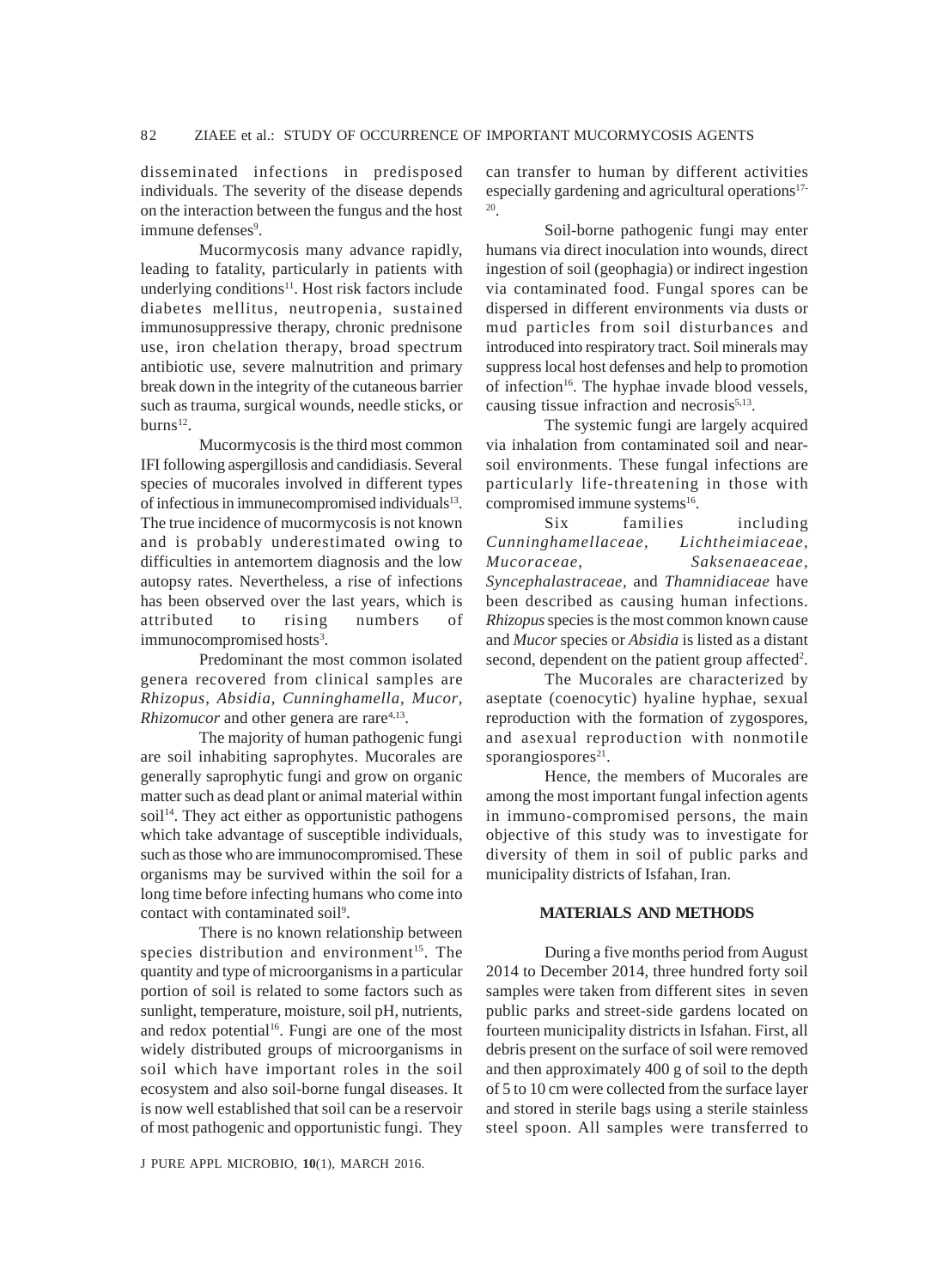disseminated infections in predisposed individuals. The severity of the disease depends on the interaction between the fungus and the host immune defenses[9].

Mucormycosis many advance rapidly, leading to fatality, particularly in patients with underlying conditions[11]. Host risk factors include diabetes mellitus, neutropenia, sustained immunosuppressive therapy, chronic prednisone use, iron chelation therapy, broad spectrum antibiotic use, severe malnutrition and primary break down in the integrity of the cutaneous barrier such as trauma, surgical wounds, needle sticks, or burns[12].

Mucormycosis is the third most common IFI following aspergillosis and candidiasis. Several species of mucorales involved in different types of infectious in immunecompromised individuals[13]. The true incidence of mucormycosis is not known and is probably underestimated owing to difficulties in antemortem diagnosis and the low autopsy rates. Nevertheless, a rise of infections has been observed over the last years, which is attributed to rising numbers of immunocompromised hosts[3].

Predominant the most common isolated genera recovered from clinical samples are *Rhizopus*, *Absidia*, *Cunninghamella*, *Mucor*, *Rhizomucor* and other genera are rare[4,13].

The majority of human pathogenic fungi are soil inhabiting saprophytes. Mucorales are generally saprophytic fungi and grow on organic matter such as dead plant or animal material within soil[14]. They act either as opportunistic pathogens which take advantage of susceptible individuals, such as those who are immunocompromised. These organisms may be survived within the soil for a long time before infecting humans who come into contact with contaminated soil[9].

There is no known relationship between species distribution and environment[15]. The quantity and type of microorganisms in a particular portion of soil is related to some factors such as sunlight, temperature, moisture, soil pH, nutrients, and redox potential[16]. Fungi are one of the most widely distributed groups of microorganisms in soil which have important roles in the soil ecosystem and also soil-borne fungal diseases. It is now well established that soil can be a reservoir of most pathogenic and opportunistic fungi. They can transfer to human by different activities especially gardening and agricultural operations[17-20].

Soil-borne pathogenic fungi may enter humans via direct inoculation into wounds, direct ingestion of soil (geophagia) or indirect ingestion via contaminated food. Fungal spores can be dispersed in different environments via dusts or mud particles from soil disturbances and introduced into respiratory tract. Soil minerals may suppress local host defenses and help to promotion of infection[16]. The hyphae invade blood vessels, causing tissue infraction and necrosis[5,13].

The systemic fungi are largely acquired via inhalation from contaminated soil and near-soil environments. These fungal infections are particularly life-threatening in those with compromised immune systems[16].

Six families including *Cunninghamellaceae*, *Lichtheimiaceae*, *Mucoraceae*, *Saksenaeaceae*, *Syncephalastraceae*, and *Thamnidiaceae* have been described as causing human infections. *Rhizopus* species is the most common known cause and *Mucor* species or *Absidia* is listed as a distant second, dependent on the patient group affected[2].

The Mucorales are characterized by aseptate (coenocytic) hyaline hyphae, sexual reproduction with the formation of zygospores, and asexual reproduction with nonmotile sporangiospores[21].

Hence, the members of Mucorales are among the most important fungal infection agents in immuno-compromised persons, the main objective of this study was to investigate for diversity of them in soil of public parks and municipality districts of Isfahan, Iran.

## MATERIALS AND METHODS

During a five months period from August 2014 to December 2014, three hundred forty soil samples were taken from different sites in seven public parks and street-side gardens located on fourteen municipality districts in Isfahan. First, all debris present on the surface of soil were removed and then approximately 400 g of soil to the depth of 5 to 10 cm were collected from the surface layer and stored in sterile bags using a sterile stainless steel spoon. All samples were transferred to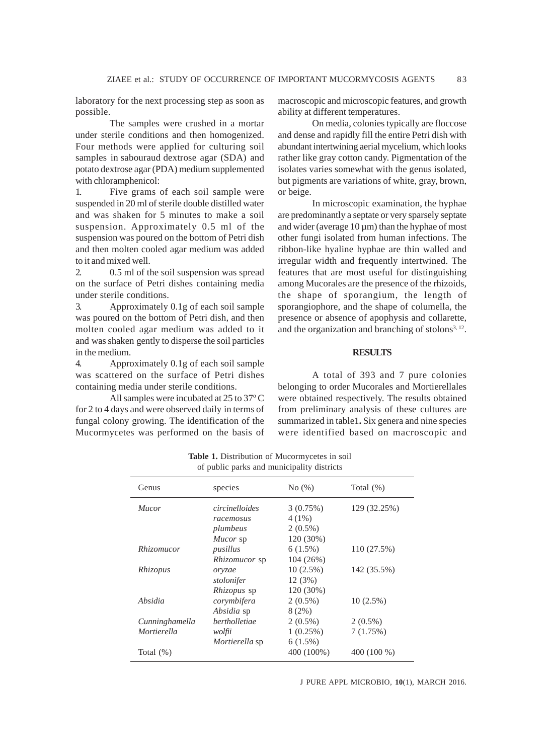laboratory for the next processing step as soon as possible.

The samples were crushed in a mortar under sterile conditions and then homogenized. Four methods were applied for culturing soil samples in sabouraud dextrose agar (SDA) and potato dextrose agar (PDA) medium supplemented with chloramphenicol:

1. Five grams of each soil sample were suspended in 20 ml of sterile double distilled water and was shaken for 5 minutes to make a soil suspension. Approximately 0.5 ml of the suspension was poured on the bottom of Petri dish and then molten cooled agar medium was added to it and mixed well.
2. 0.5 ml of the soil suspension was spread on the surface of Petri dishes containing media under sterile conditions.
3. Approximately 0.1g of each soil sample was poured on the bottom of Petri dish, and then molten cooled agar medium was added to it and was shaken gently to disperse the soil particles in the medium.
4. Approximately 0.1g of each soil sample was scattered on the surface of Petri dishes containing media under sterile conditions.

All samples were incubated at 25 to 37º C for 2 to 4 days and were observed daily in terms of fungal colony growing. The identification of the Mucormycetes was performed on the basis of macroscopic and microscopic features, and growth ability at different temperatures.

On media, colonies typically are floccose and dense and rapidly fill the entire Petri dish with abundant intertwining aerial mycelium, which looks rather like gray cotton candy. Pigmentation of the isolates varies somewhat with the genus isolated, but pigments are variations of white, gray, brown, or beige.

In microscopic examination, the hyphae are predominantly aseptate or very sparsely septate and wider (average 10 µm) than the hyphae of most other fungi isolated from human infections. The ribbon-like hyaline hyphae are thin walled and irregular width and frequently intertwined. The features that are most useful for distinguishing among Mucorales are the presence of the rhizoids, the shape of sporangium, the length of sporangiophore, and the shape of columella, the presence or absence of apophysis and collarette, and the organization and branching of stolons[3, 12].

## RESULTS

A total of 393 and 7 pure colonies belonging to order Mucorales and Mortierellales were obtained respectively. The results obtained from preliminary analysis of these cultures are summarized in table1**.** Six genera and nine species were identified based on macroscopic and

**Table 1.** Distribution of Mucormycetes in soil of public parks and municipality districts

| Genus | species | No (%) | Total (%) |
|---|---|---|---|
| *Mucor* | *circinelloides* | 3 (0.75%) | 129 (32.25%) |
| | *racemosus* | 4 (1%) | |
| | *plumbeus* | 2 (0.5%) | |
| | *Mucor* sp | 120 (30%) | |
| *Rhizomucor* | *pusillus* | 6 (1.5%) | 110 (27.5%) |
| | *Rhizomucor* sp | 104 (26%) | |
| *Rhizopus* | *oryzae* | 10 (2.5%) | 142 (35.5%) |
| | *stolonifer* | 12 (3%) | |
| | *Rhizopus* sp | 120 (30%) | |
| *Absidia* | *corymbifera* | 2 (0.5%) | 10 (2.5%) |
| | *Absidia* sp | 8 (2%) | |
| *Cunninghamella* | *bertholletiae* | 2 (0.5%) | 2 (0.5%) |
| *Mortierella* | *wolfii* | 1 (0.25%) | 7 (1.75%) |
| | *Mortierella* sp | 6 (1.5%) | |
| Total (%) | | 400 (100%) | 400 (100 %) |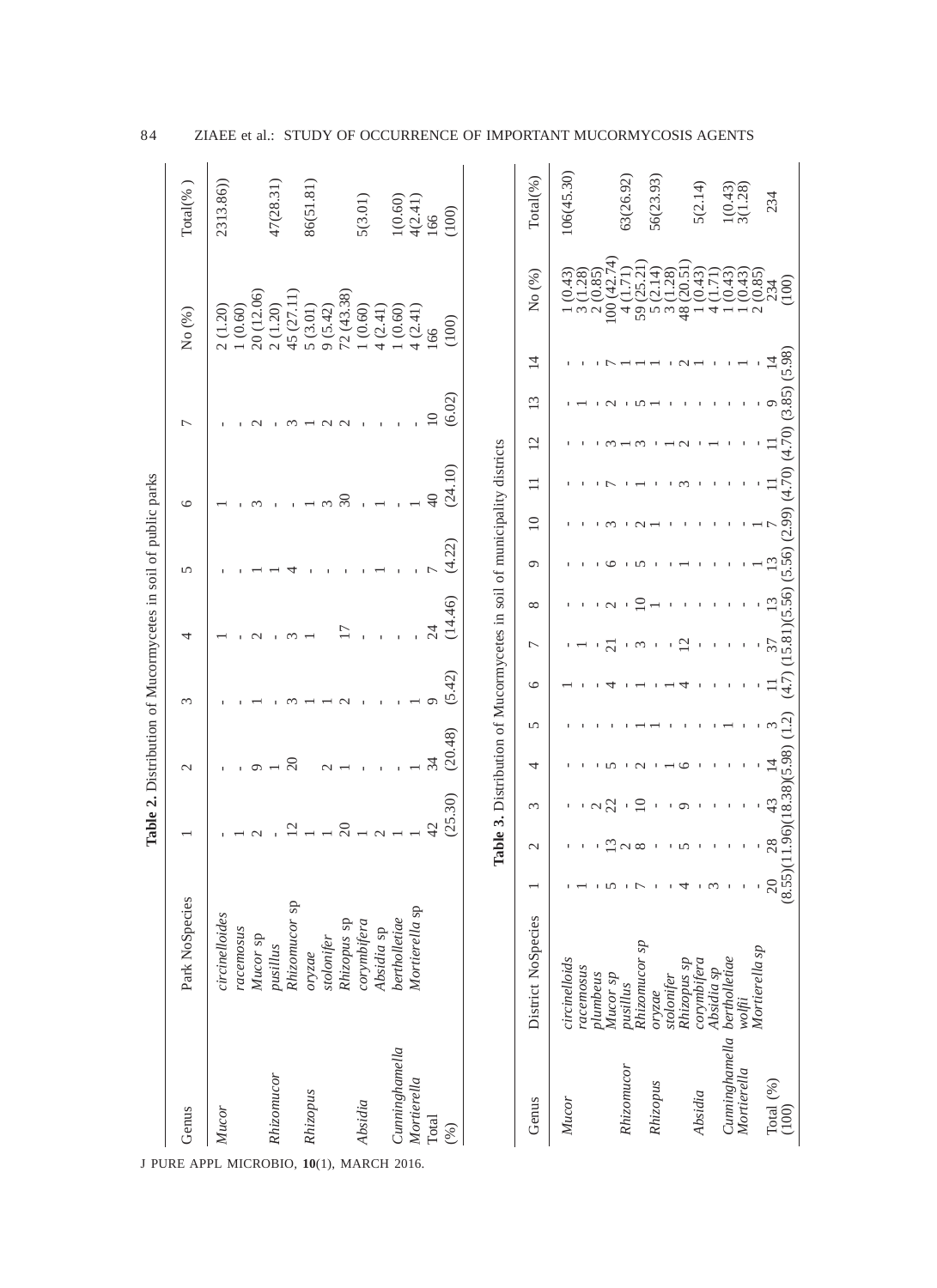**Table 2.** Distribution of Mucormycetes in soil of public parks

| Genus | Park NoSpecies | 1 | 2 | 3 | 4 | 5 | 6 | 7 | No (%) | Total(%) |
|---|---|---|---|---|---|---|---|---|---|---|
| *Mucor* | *circinelloides* | - | - | - | 1 | - | 1 | - | 2 (1.20) | 2313.86)) |
| | *racemosus* | 1 | - | - | - | - | - | - | 1 (0.60) | |
| | *Mucor* sp | 2 | 9 | 1 | 2 | 1 | 3 | 2 | 20 (12.06) | |
| *Rhizomucor* | *pusillus* | - | 1 | - | - | 1 | - | - | 2 (1.20) | 47(28.31) |
| | *Rhizomucor* sp | 12 | 20 | 3 | 3 | 4 | - | 3 | 45 (27.11) | |
| *Rhizopus* | *oryzae* | 1 | - | 1 | 1 | - | 1 | 1 | 5 (3.01) | 86(51.81) |
| | *stolonifer* | 1 | 2 | 1 | | - | 3 | 2 | 9 (5.42) | |
| | *Rhizopus* sp | 20 | 1 | 2 | 17 | - | 30 | 2 | 72 (43.38) | |
| *Absidia* | *corymbifera* | 1 | - | - | - | - | - | - | 1 (0.60) | 5(3.01) |
| | *Absidia* sp | 2 | - | - | - | 1 | 1 | - | 4 (2.41) | |
| *Cunninghamella* | *bertholletiae* | 1 | - | - | - | - | - | - | 1 (0.60) | 1(0.60) |
| *Mortierella* | *Mortierella* sp | 1 | 1 | 1 | - | - | 1 | - | 4 (2.41) | 4(2.41) |
| Total | | 42 | 34 | 9 | 24 | 7 | 40 | 10 | 166 | 166 |
| (%) | | (25.30) | (20.48) | (5.42) | (14.46) | (4.22) | (24.10) | (6.02) | (100) | (100) |

**Table 3.** Distribution of Mucormycetes in soil of municipality districts

| Genus | District NoSpecies | 1 | 2 | 3 | 4 | 5 | 6 | 7 | 8 | 9 | 10 | 11 | 12 | 13 | 14 | No (%) | Total(%) |
|---|---|---|---|---|---|---|---|---|---|---|---|---|---|---|---|---|---|
| *Mucor* | *circinelloids* | - | - | - | - | - | 1 | - | - | - | - | - | - | - | - | 1 (0.43) | 106(45.30) |
| | *racemosus* | 1 | - | - | - | - | - | 1 | - | - | - | - | - | 1 | - | 3 (1.28) | |
| | *plumbeus* | - | - | 2 | - | - | - | - | - | - | - | - | - | - | - | 2 (0.85) | |
| | *Mucor sp* | 5 | 13 | 22 | 5 | - | 4 | 21 | 2 | 6 | 3 | 7 | 3 | 2 | 7 | 100 (42.74) | |
| *Rhizomucor* | *pusillus* | - | 2 | - | - | - | - | - | - | - | - | - | 1 | - | 1 | 4 (1.71) | 63(26.92) |
| | *Rhizomucor sp* | 7 | 8 | 10 | 2 | 1 | 1 | 3 | 10 | 5 | 2 | 1 | 3 | 5 | 1 | 59 (25.21) | |
| *Rhizopus* | *oryzae* | - | - | - | - | 1 | - | - | 1 | - | 1 | - | - | 1 | 1 | 5 (2.14) | 56(23.93) |
| | *stolonifer* | - | - | - | 1 | - | 1 | - | - | - | - | - | 1 | - | - | 3 (1.28) | |
| | *Rhizopus sp* | 4 | 5 | 9 | 6 | - | 4 | 12 | - | 1 | - | 3 | 2 | - | 2 | 48 (20.51) | |
| *Absidia* | *corymbifera* | - | - | - | - | - | - | - | - | - | - | - | - | - | 1 | 1 (0.43) | 5(2.14) |
| | *Absidia sp* | 3 | - | - | - | - | - | - | - | - | - | - | 1 | - | - | 4 (1.71) | |
| *Cunninghamella* | *bertholletiae* | - | - | - | - | 1 | - | - | - | - | - | - | - | - | - | 1 (0.43) | 1(0.43) |
| *Mortierella* | *wolfii* | - | - | - | - | - | - | - | - | - | - | - | - | - | 1 | 1 (0.43) | 3(1.28) |
| | *Mortierella sp* | - | - | - | - | - | - | - | - | 1 | 1 | - | - | - | - | 2 (0.85) | |
| Total (%) | | 20 | 28 | 43 | 14 | 3 | 11 | 37 | 13 | 13 | 7 | 11 | 11 | 9 | 14 | 234 | 234 |
| (100) | | (8.55) | (11.96) | (18.38) | (5.98) | (1.2) | (4.7) | (15.81) | (5.56) | (5.56) | (2.99) | (4.70) | (4.70) | (3.85) | (5.98) | (100) | |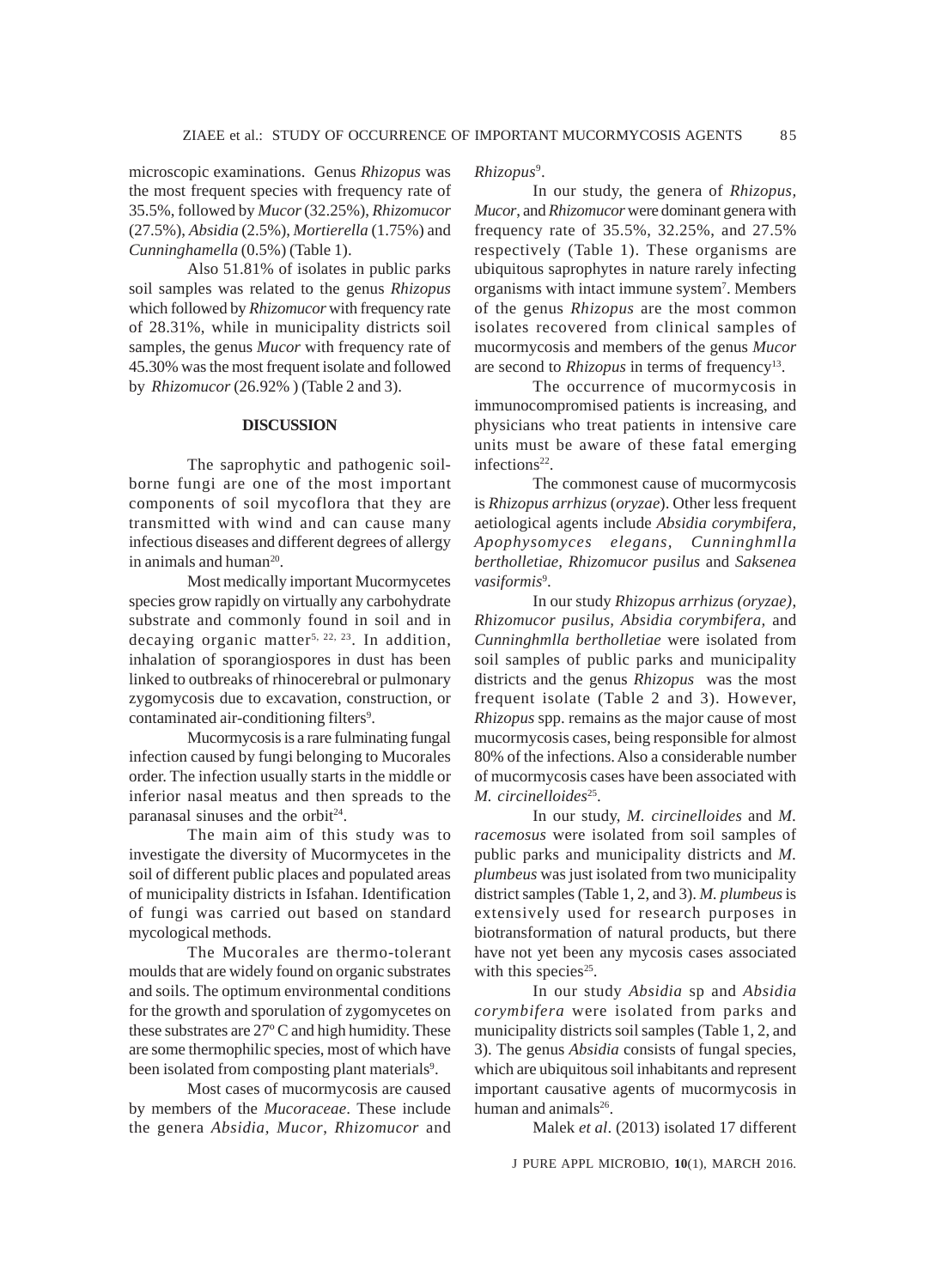microscopic examinations. Genus *Rhizopus* was the most frequent species with frequency rate of 35.5%, followed by *Mucor* (32.25%), *Rhizomucor* (27.5%), *Absidia* (2.5%), *Mortierella* (1.75%) and *Cunninghamella* (0.5%) (Table 1).

Also 51.81% of isolates in public parks soil samples was related to the genus *Rhizopus* which followed by *Rhizomucor* with frequency rate of 28.31%, while in municipality districts soil samples, the genus *Mucor* with frequency rate of 45.30% was the most frequent isolate and followed by *Rhizomucor* (26.92% ) (Table 2 and 3).

## DISCUSSION

The saprophytic and pathogenic soil-borne fungi are one of the most important components of soil mycoflora that they are transmitted with wind and can cause many infectious diseases and different degrees of allergy in animals and human[20].

Most medically important Mucormycetes species grow rapidly on virtually any carbohydrate substrate and commonly found in soil and in decaying organic matter[5, 22, 23]. In addition, inhalation of sporangiospores in dust has been linked to outbreaks of rhinocerebral or pulmonary zygomycosis due to excavation, construction, or contaminated air-conditioning filters[9].

Mucormycosis is a rare fulminating fungal infection caused by fungi belonging to Mucorales order. The infection usually starts in the middle or inferior nasal meatus and then spreads to the paranasal sinuses and the orbit[24].

The main aim of this study was to investigate the diversity of Mucormycetes in the soil of different public places and populated areas of municipality districts in Isfahan. Identification of fungi was carried out based on standard mycological methods.

The Mucorales are thermo-tolerant moulds that are widely found on organic substrates and soils. The optimum environmental conditions for the growth and sporulation of zygomycetes on these substrates are 27º C and high humidity. These are some thermophilic species, most of which have been isolated from composting plant materials[9].

Most cases of mucormycosis are caused by members of the *Mucoraceae*. These include the genera *Absidia*, *Mucor*, *Rhizomucor* and *Rhizopus*[9].

In our study, the genera of *Rhizopus*, *Mucor*, and *Rhizomucor* were dominant genera with frequency rate of 35.5%, 32.25%, and 27.5% respectively (Table 1). These organisms are ubiquitous saprophytes in nature rarely infecting organisms with intact immune system[7]. Members of the genus *Rhizopus* are the most common isolates recovered from clinical samples of mucormycosis and members of the genus *Mucor* are second to *Rhizopus* in terms of frequency[13].

The occurrence of mucormycosis in immunocompromised patients is increasing, and physicians who treat patients in intensive care units must be aware of these fatal emerging infections[22].

The commonest cause of mucormycosis is *Rhizopus arrhizus* (*oryzae*). Other less frequent aetiological agents include *Absidia corymbifera*, *Apophysomyces elegans*, *Cunninghmlla bertholletiae*, *Rhizomucor pusilus* and *Saksenea vasiformis*[9].

In our study *Rhizopus arrhizus (oryzae)*, *Rhizomucor pusilus*, *Absidia corymbifera*, and *Cunninghmlla bertholletiae* were isolated from soil samples of public parks and municipality districts and the genus *Rhizopus* was the most frequent isolate (Table 2 and 3). However, *Rhizopus* spp. remains as the major cause of most mucormycosis cases, being responsible for almost 80% of the infections. Also a considerable number of mucormycosis cases have been associated with *M. circinelloides*[25].

In our study, *M. circinelloides* and *M. racemosus* were isolated from soil samples of public parks and municipality districts and *M. plumbeus* was just isolated from two municipality district samples (Table 1, 2, and 3). *M. plumbeus* is extensively used for research purposes in biotransformation of natural products, but there have not yet been any mycosis cases associated with this species[25].

In our study *Absidia* sp and *Absidia corymbifera* were isolated from parks and municipality districts soil samples (Table 1, 2, and 3). The genus *Absidia* consists of fungal species, which are ubiquitous soil inhabitants and represent important causative agents of mucormycosis in human and animals[26].

Malek *et al*. (2013) isolated 17 different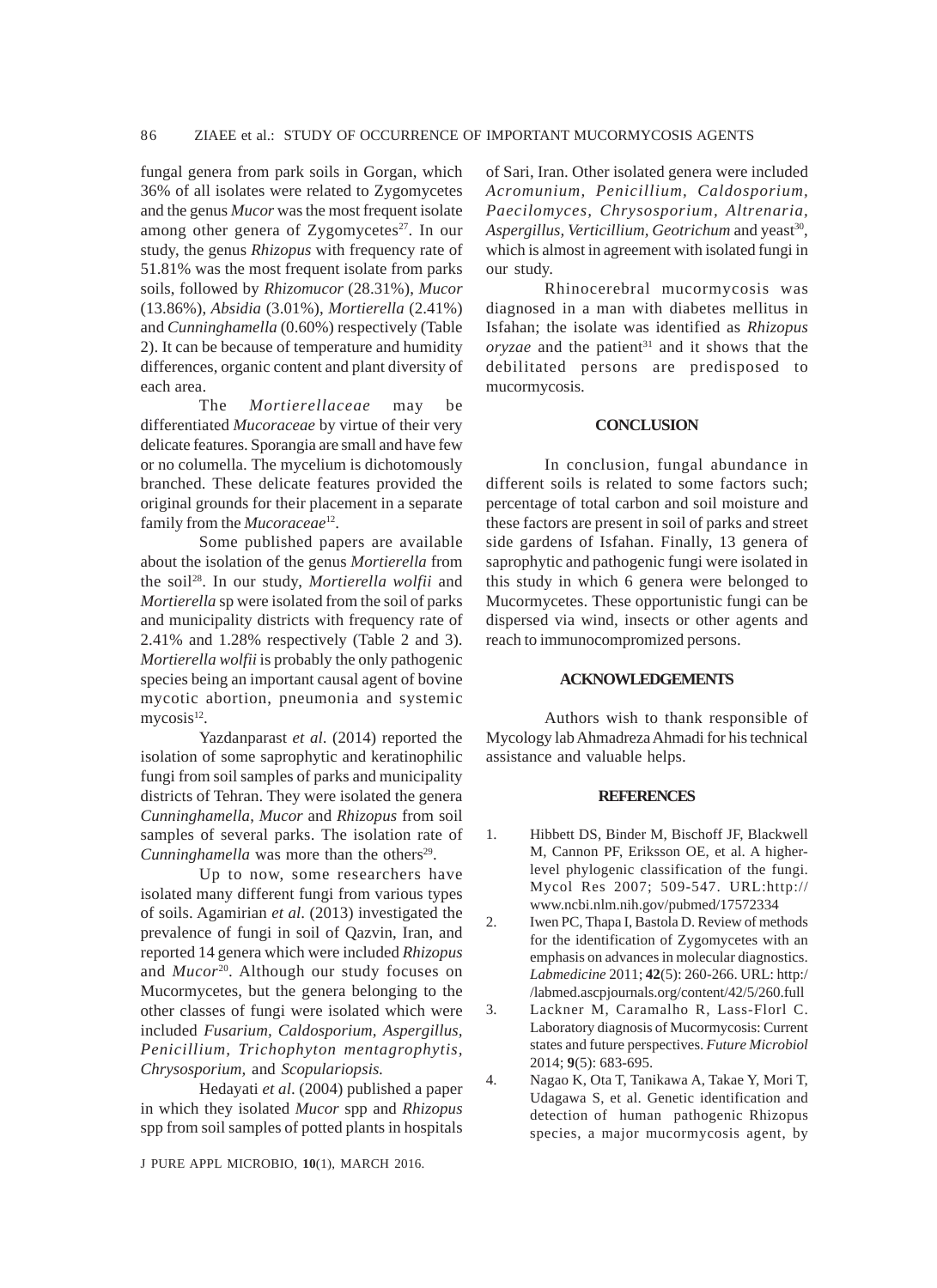fungal genera from park soils in Gorgan, which 36% of all isolates were related to Zygomycetes and the genus *Mucor* was the most frequent isolate among other genera of Zygomycetes[27]. In our study, the genus *Rhizopus* with frequency rate of 51.81% was the most frequent isolate from parks soils, followed by *Rhizomucor* (28.31%), *Mucor* (13.86%), *Absidia* (3.01%), *Mortierella* (2.41%) and *Cunninghamella* (0.60%) respectively (Table 2). It can be because of temperature and humidity differences, organic content and plant diversity of each area.

The *Mortierellaceae* may be differentiated *Mucoraceae* by virtue of their very delicate features. Sporangia are small and have few or no columella. The mycelium is dichotomously branched. These delicate features provided the original grounds for their placement in a separate family from the *Mucoraceae*[12].

Some published papers are available about the isolation of the genus *Mortierella* from the soil[28]. In our study, *Mortierella wolfii* and *Mortierella* sp were isolated from the soil of parks and municipality districts with frequency rate of 2.41% and 1.28% respectively (Table 2 and 3). *Mortierella wolfii* is probably the only pathogenic species being an important causal agent of bovine mycotic abortion, pneumonia and systemic mycosis[12].

Yazdanparast *et al.* (2014) reported the isolation of some saprophytic and keratinophilic fungi from soil samples of parks and municipality districts of Tehran. They were isolated the genera *Cunninghamella*, *Mucor* and *Rhizopus* from soil samples of several parks. The isolation rate of *Cunninghamella* was more than the others[29].

Up to now, some researchers have isolated many different fungi from various types of soils. Agamirian *et al.* (2013) investigated the prevalence of fungi in soil of Qazvin, Iran, and reported 14 genera which were included *Rhizopus* and *Mucor*[20]. Although our study focuses on Mucormycetes, but the genera belonging to the other classes of fungi were isolated which were included *Fusarium, Caldosporium, Aspergillus, Penicillium, Trichophyton mentagrophytis, Chrysosporium,* and *Scopulariopsis.*

Hedayati *et al.* (2004) published a paper in which they isolated *Mucor* spp and *Rhizopus* spp from soil samples of potted plants in hospitals of Sari, Iran. Other isolated genera were included *Acromunium, Penicillium, Caldosporium, Paecilomyces, Chrysosporium, Altrenaria, Aspergillus, Verticillium, Geotrichum* and yeast[30], which is almost in agreement with isolated fungi in our study.

Rhinocerebral mucormycosis was diagnosed in a man with diabetes mellitus in Isfahan; the isolate was identified as *Rhizopus oryzae* and the patient[31] and it shows that the debilitated persons are predisposed to mucormycosis.

## CONCLUSION

In conclusion, fungal abundance in different soils is related to some factors such; percentage of total carbon and soil moisture and these factors are present in soil of parks and street side gardens of Isfahan. Finally, 13 genera of saprophytic and pathogenic fungi were isolated in this study in which 6 genera were belonged to Mucormycetes. These opportunistic fungi can be dispersed via wind, insects or other agents and reach to immunocompromized persons.

## ACKNOWLEDGEMENTS

Authors wish to thank responsible of Mycology lab Ahmadreza Ahmadi for his technical assistance and valuable helps.

## REFERENCES

1. Hibbett DS, Binder M, Bischoff JF, Blackwell M, Cannon PF, Eriksson OE, et al. A higher-level phylogenic classification of the fungi. Mycol Res 2007; 509-547. URL:http://www.ncbi.nlm.nih.gov/pubmed/17572334
2. Iwen PC, Thapa I, Bastola D. Review of methods for the identification of Zygomycetes with an emphasis on advances in molecular diagnostics. *Labmedicine* 2011; **42**(5): 260-266. URL: http://labmed.ascpjournals.org/content/42/5/260.full
3. Lackner M, Caramalho R, Lass-Florl C. Laboratory diagnosis of Mucormycosis: Current states and future perspectives. *Future Microbiol* 2014; **9**(5): 683-695.
4. Nagao K, Ota T, Tanikawa A, Takae Y, Mori T, Udagawa S, et al. Genetic identification and detection of human pathogenic Rhizopus species, a major mucormycosis agent, by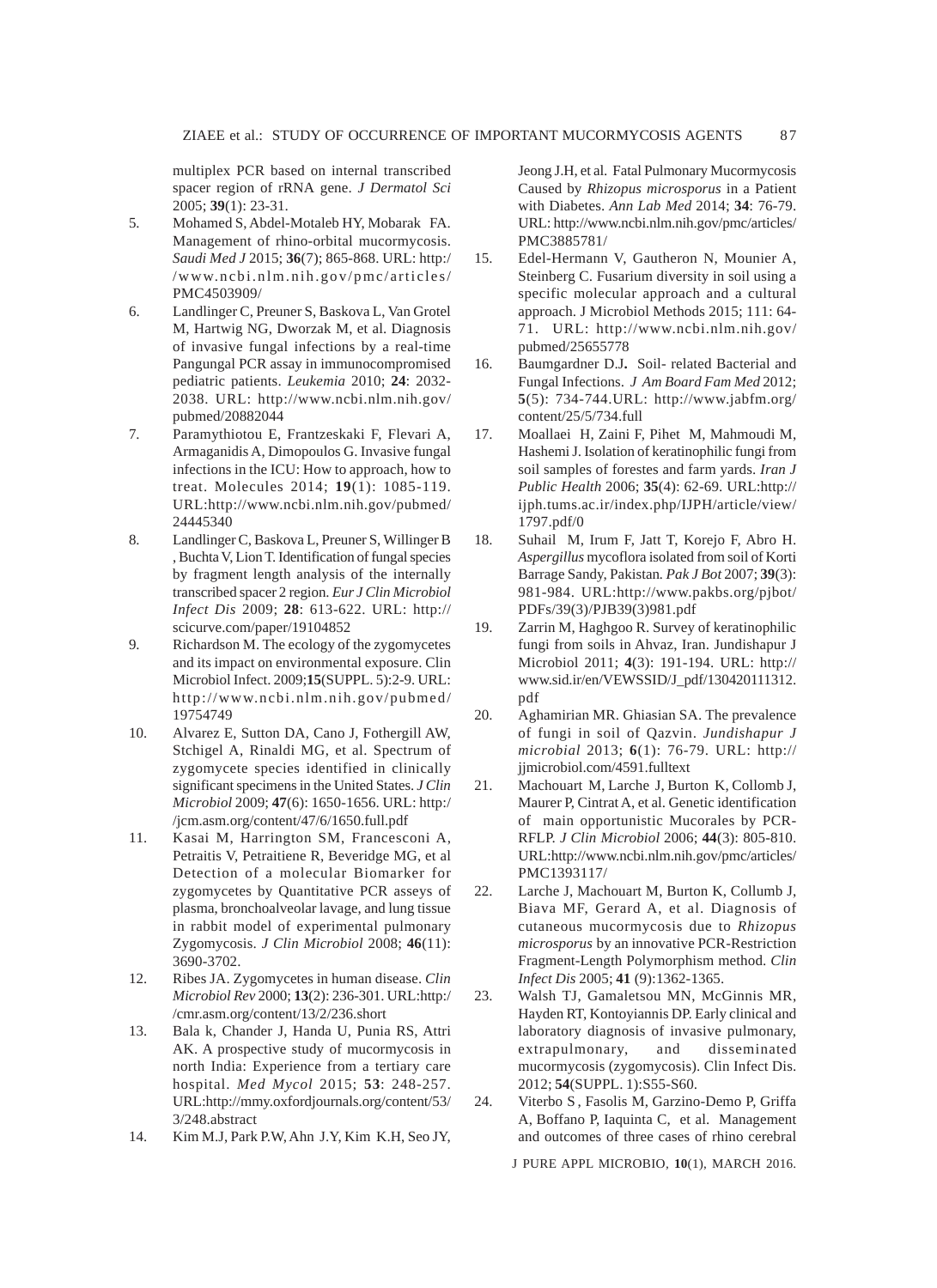multiplex PCR based on internal transcribed spacer region of rRNA gene. *J Dermatol Sci* 2005; **39**(1): 23-31.

5. Mohamed S, Abdel-Motaleb HY, Mobarak FA. Management of rhino-orbital mucormycosis. *Saudi Med J* 2015; **36**(7); 865-868. URL: http://www.ncbi.nlm.nih.gov/pmc/articles/PMC4503909/
6. Landlinger C, Preuner S, Baskova L, Van Grotel M, Hartwig NG, Dworzak M, et al. Diagnosis of invasive fungal infections by a real-time Pangungal PCR assay in immunocompromised pediatric patients. *Leukemia* 2010; **24**: 2032-2038. URL: http://www.ncbi.nlm.nih.gov/pubmed/20882044
7. Paramythiotou E, Frantzeskaki F, Flevari A, Armaganidis A, Dimopoulos G. Invasive fungal infections in the ICU: How to approach, how to treat. Molecules 2014; **19**(1): 1085-119. URL:http://www.ncbi.nlm.nih.gov/pubmed/24445340
8. Landlinger C, Baskova L, Preuner S, Willinger B , Buchta V, Lion T. Identification of fungal species by fragment length analysis of the internally transcribed spacer 2 region. *Eur J Clin Microbiol Infect Dis* 2009; **28**: 613-622. URL: http://scicurve.com/paper/19104852
9. Richardson M. The ecology of the zygomycetes and its impact on environmental exposure. Clin Microbiol Infect. 2009;**15**(SUPPL. 5):2-9. URL: http://www.ncbi.nlm.nih.gov/pubmed/19754749
10. Alvarez E, Sutton DA, Cano J, Fothergill AW, Stchigel A, Rinaldi MG, et al. Spectrum of zygomycete species identified in clinically significant specimens in the United States. *J Clin Microbiol* 2009; **47**(6): 1650-1656. URL: http://jcm.asm.org/content/47/6/1650.full.pdf
11. Kasai M, Harrington SM, Francesconi A, Petraitis V, Petraitiene R, Beveridge MG, et al Detection of a molecular Biomarker for zygomycetes by Quantitative PCR asseys of plasma, bronchoalveolar lavage, and lung tissue in rabbit model of experimental pulmonary Zygomycosis. *J Clin Microbiol* 2008; **46**(11): 3690-3702.
12. Ribes JA. Zygomycetes in human disease. *Clin Microbiol Rev* 2000; **13**(2): 236-301. URL:http://cmr.asm.org/content/13/2/236.short
13. Bala k, Chander J, Handa U, Punia RS, Attri AK. A prospective study of mucormycosis in north India: Experience from a tertiary care hospital. *Med Mycol* 2015; **53**: 248-257. URL:http://mmy.oxfordjournals.org/content/53/3/248.abstract
14. Kim M.J, Park P.W, Ahn J.Y, Kim K.H, Seo JY, Jeong J.H, et al. Fatal Pulmonary Mucormycosis Caused by *Rhizopus microsporus* in a Patient with Diabetes. *Ann Lab Med* 2014; **34**: 76-79. URL: http://www.ncbi.nlm.nih.gov/pmc/articles/PMC3885781/
15. Edel-Hermann V, Gautheron N, Mounier A, Steinberg C. Fusarium diversity in soil using a specific molecular approach and a cultural approach. J Microbiol Methods 2015; 111: 64-71. URL: http://www.ncbi.nlm.nih.gov/pubmed/25655778
16. Baumgardner D.J**.** Soil- related Bacterial and Fungal Infections. *J Am Board Fam Med* 2012; **5**(5): 734-744.URL: http://www.jabfm.org/content/25/5/734.full
17. Moallaei H, Zaini F, Pihet M, Mahmoudi M, Hashemi J. Isolation of keratinophilic fungi from soil samples of forestes and farm yards. *Iran J Public Health* 2006; **35**(4): 62-69. URL:http://ijph.tums.ac.ir/index.php/IJPH/article/view/1797.pdf/0
18. Suhail M, Irum F, Jatt T, Korejo F, Abro H. *Aspergillus* mycoflora isolated from soil of Korti Barrage Sandy, Pakistan. *Pak J Bot* 2007; **39**(3): 981-984. URL:http://www.pakbs.org/pjbot/PDFs/39(3)/PJB39(3)981.pdf
19. Zarrin M, Haghgoo R. Survey of keratinophilic fungi from soils in Ahvaz, Iran. Jundishapur J Microbiol 2011; **4**(3): 191-194. URL: http://www.sid.ir/en/VEWSSID/J_pdf/130420111312.pdf
20. Aghamirian MR. Ghiasian SA. The prevalence of fungi in soil of Qazvin. *Jundishapur J microbial* 2013; **6**(1): 76-79. URL: http://jjmicrobiol.com/4591.fulltext
21. Machouart M, Larche J, Burton K, Collomb J, Maurer P, Cintrat A, et al. Genetic identification of main opportunistic Mucorales by PCR-RFLP. *J Clin Microbiol* 2006; **44**(3): 805-810. URL:http://www.ncbi.nlm.nih.gov/pmc/articles/PMC1393117/
22. Larche J, Machouart M, Burton K, Collumb J, Biava MF, Gerard A, et al. Diagnosis of cutaneous mucormycosis due to *Rhizopus microsporus* by an innovative PCR-Restriction Fragment-Length Polymorphism method. *Clin Infect Dis* 2005; **41** (9):1362-1365.
23. Walsh TJ, Gamaletsou MN, McGinnis MR, Hayden RT, Kontoyiannis DP. Early clinical and laboratory diagnosis of invasive pulmonary, extrapulmonary, and disseminated mucormycosis (zygomycosis). Clin Infect Dis. 2012; **54**(SUPPL. 1):S55-S60.
24. Viterbo S , Fasolis M, Garzino-Demo P, Griffa A, Boffano P, Iaquinta C, et al. Management and outcomes of three cases of rhino cerebral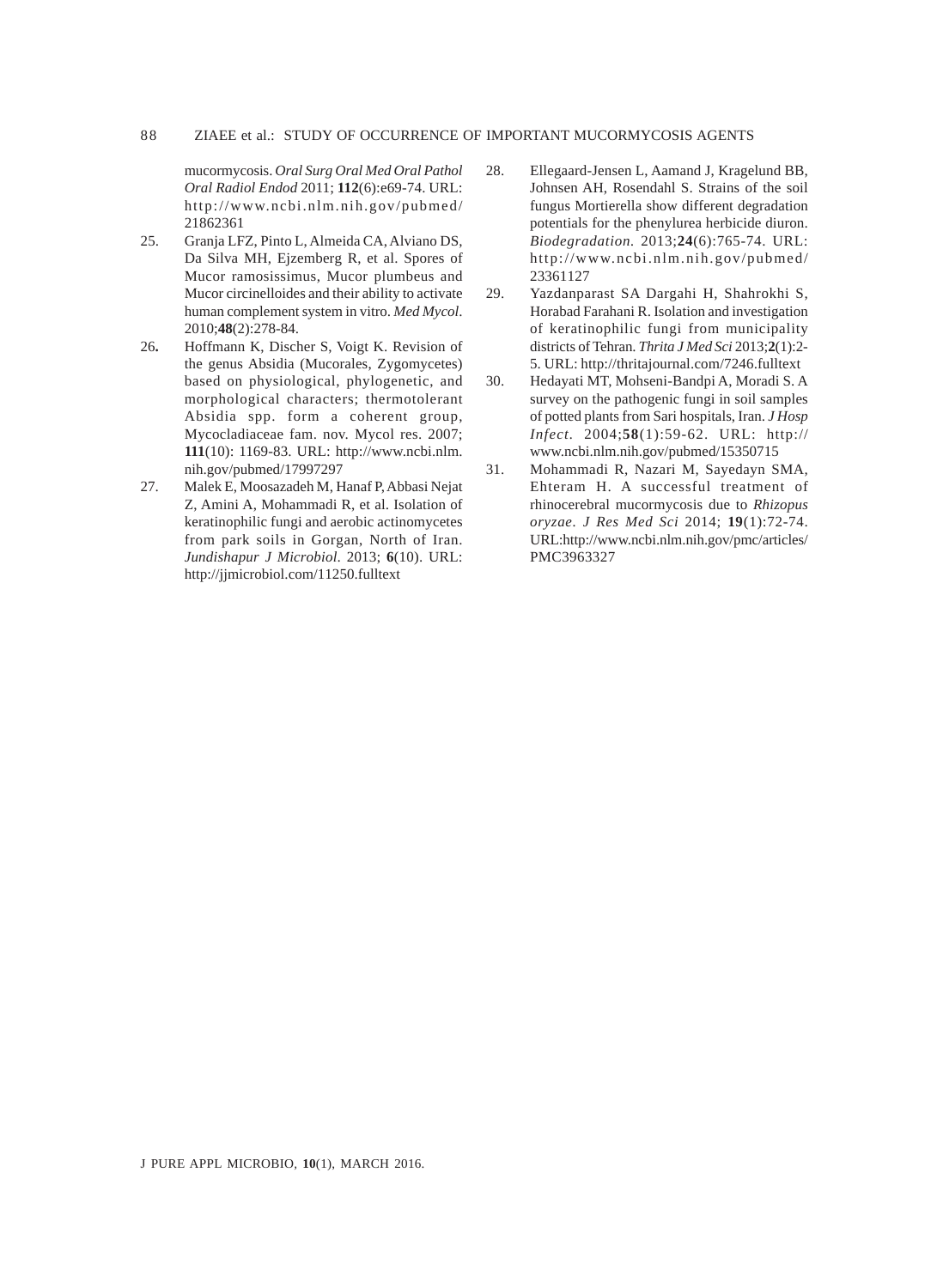mucormycosis. *Oral Surg Oral Med Oral Pathol Oral Radiol Endod* 2011; **112**(6):e69-74. URL: http://www.ncbi.nlm.nih.gov/pubmed/21862361

25. Granja LFZ, Pinto L, Almeida CA, Alviano DS, Da Silva MH, Ejzemberg R, et al. Spores of Mucor ramosissimus, Mucor plumbeus and Mucor circinelloides and their ability to activate human complement system in vitro. *Med Mycol*. 2010;**48**(2):278-84.

26. Hoffmann K, Discher S, Voigt K. Revision of the genus Absidia (Mucorales, Zygomycetes) based on physiological, phylogenetic, and morphological characters; thermotolerant Absidia spp. form a coherent group, Mycocladiaceae fam. nov. Mycol res. 2007; **111**(10): 1169-83. URL: http://www.ncbi.nlm.nih.gov/pubmed/17997297

27. Malek E, Moosazadeh M, Hanaf P, Abbasi Nejat Z, Amini A, Mohammadi R, et al. Isolation of keratinophilic fungi and aerobic actinomycetes from park soils in Gorgan, North of Iran. *Jundishapur J Microbiol*. 2013; **6**(10). URL: http://jjmicrobiol.com/11250.fulltext

28. Ellegaard-Jensen L, Aamand J, Kragelund BB, Johnsen AH, Rosendahl S. Strains of the soil fungus Mortierella show different degradation potentials for the phenylurea herbicide diuron. *Biodegradation*. 2013;**24**(6):765-74. URL: http://www.ncbi.nlm.nih.gov/pubmed/23361127

29. Yazdanparast SA Dargahi H, Shahrokhi S, Horabad Farahani R. Isolation and investigation of keratinophilic fungi from municipality districts of Tehran. *Thrita J Med Sci* 2013;**2**(1):2-5. URL: http://thritajournal.com/7246.fulltext

30. Hedayati MT, Mohseni-Bandpi A, Moradi S. A survey on the pathogenic fungi in soil samples of potted plants from Sari hospitals, Iran. *J Hosp Infect*. 2004;**58**(1):59-62. URL: http://www.ncbi.nlm.nih.gov/pubmed/15350715

31. Mohammadi R, Nazari M, Sayedayn SMA, Ehteram H. A successful treatment of rhinocerebral mucormycosis due to *Rhizopus oryzae*. *J Res Med Sci* 2014; **19**(1):72-74. URL:http://www.ncbi.nlm.nih.gov/pmc/articles/PMC3963327